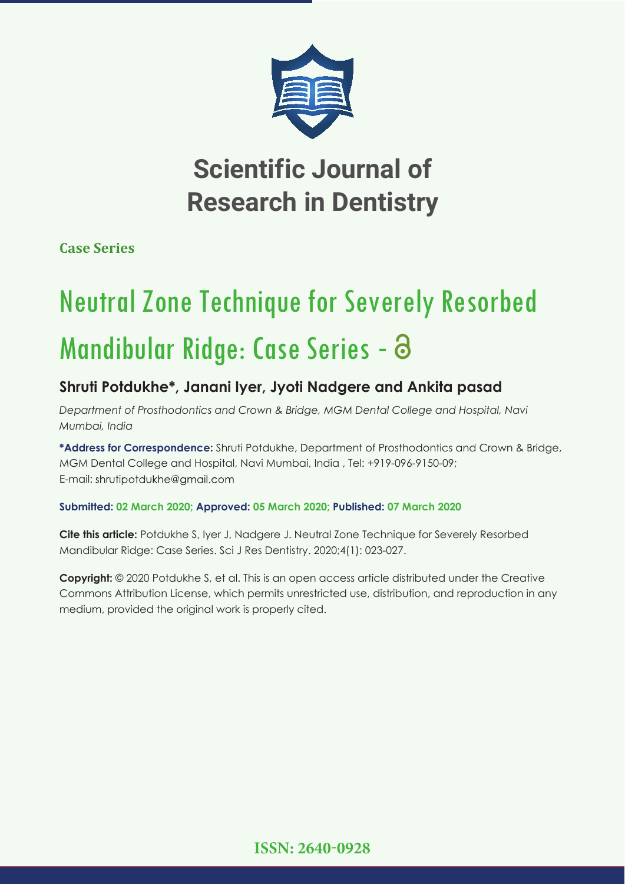# Scientific Journal of Research in Dentistry

**Case Series**

# Neutral Zone Technique for Severely Resorbed Mandibular Ridge: Case Series -

## Shruti Potdukhe*, Janani Iyer, Jyoti Nadgere and Ankita pasad

*Department of Prosthodontics and Crown & Bridge, MGM Dental College and Hospital, Navi Mumbai, India*

**\*Address for Correspondence:** Shruti Potdukhe, Department of Prosthodontics and Crown & Bridge, MGM Dental College and Hospital, Navi Mumbai, India , Tel: +919-096-9150-09; E-mail: shrutipotdukhe@gmail.com

**Submitted: 02 March 2020; Approved: 05 March 2020; Published: 07 March 2020**

**Cite this article:** Potdukhe S, Iyer J, Nadgere J. Neutral Zone Technique for Severely Resorbed Mandibular Ridge: Case Series. Sci J Res Dentistry. 2020;4(1): 023-027.

**Copyright:** © 2020 Potdukhe S, et al. This is an open access article distributed under the Creative Commons Attribution License, which permits unrestricted use, distribution, and reproduction in any medium, provided the original work is properly cited.

**ISSN: 2640-0928**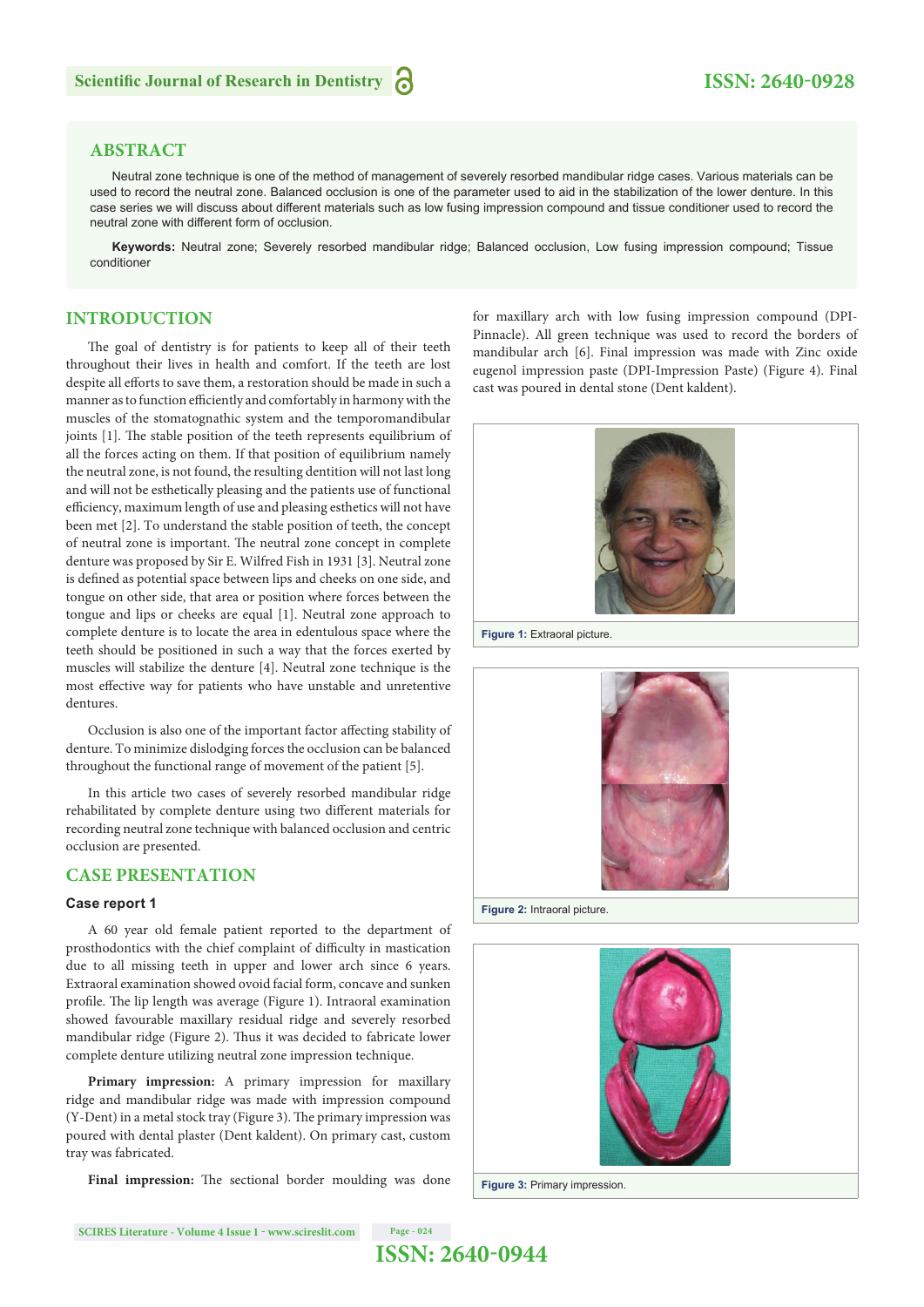## ABSTRACT

Neutral zone technique is one of the method of management of severely resorbed mandibular ridge cases. Various materials can be used to record the neutral zone. Balanced occlusion is one of the parameter used to aid in the stabilization of the lower denture. In this case series we will discuss about different materials such as low fusing impression compound and tissue conditioner used to record the neutral zone with different form of occlusion.

**Keywords:** Neutral zone; Severely resorbed mandibular ridge; Balanced occlusion, Low fusing impression compound; Tissue conditioner

## INTRODUCTION

The goal of dentistry is for patients to keep all of their teeth throughout their lives in health and comfort. If the teeth are lost despite all efforts to save them, a restoration should be made in such a manner as to function efficiently and comfortably in harmony with the muscles of the stomatognathic system and the temporomandibular joints [1]. The stable position of the teeth represents equilibrium of all the forces acting on them. If that position of equilibrium namely the neutral zone, is not found, the resulting dentition will not last long and will not be esthetically pleasing and the patients use of functional efficiency, maximum length of use and pleasing esthetics will not have been met [2]. To understand the stable position of teeth, the concept of neutral zone is important. The neutral zone concept in complete denture was proposed by Sir E. Wilfred Fish in 1931 [3]. Neutral zone is defined as potential space between lips and cheeks on one side, and tongue on other side, that area or position where forces between the tongue and lips or cheeks are equal [1]. Neutral zone approach to complete denture is to locate the area in edentulous space where the teeth should be positioned in such a way that the forces exerted by muscles will stabilize the denture [4]. Neutral zone technique is the most effective way for patients who have unstable and unretentive dentures.

Occlusion is also one of the important factor affecting stability of denture. To minimize dislodging forces the occlusion can be balanced throughout the functional range of movement of the patient [5].

In this article two cases of severely resorbed mandibular ridge rehabilitated by complete denture using two different materials for recording neutral zone technique with balanced occlusion and centric occlusion are presented.

## CASE PRESENTATION

### Case report 1

A 60 year old female patient reported to the department of prosthodontics with the chief complaint of difficulty in mastication due to all missing teeth in upper and lower arch since 6 years. Extraoral examination showed ovoid facial form, concave and sunken profile. The lip length was average (Figure 1). Intraoral examination showed favourable maxillary residual ridge and severely resorbed mandibular ridge (Figure 2). Thus it was decided to fabricate lower complete denture utilizing neutral zone impression technique.

**Primary impression:** A primary impression for maxillary ridge and mandibular ridge was made with impression compound (Y-Dent) in a metal stock tray (Figure 3). The primary impression was poured with dental plaster (Dent kaldent). On primary cast, custom tray was fabricated.

**Final impression:** The sectional border moulding was done for maxillary arch with low fusing impression compound (DPI-Pinnacle). All green technique was used to record the borders of mandibular arch [6]. Final impression was made with Zinc oxide eugenol impression paste (DPI-Impression Paste) (Figure 4). Final cast was poured in dental stone (Dent kaldent).

**Figure 1:** Extraoral picture.

**Figure 2:** Intraoral picture.

**Figure 3:** Primary impression.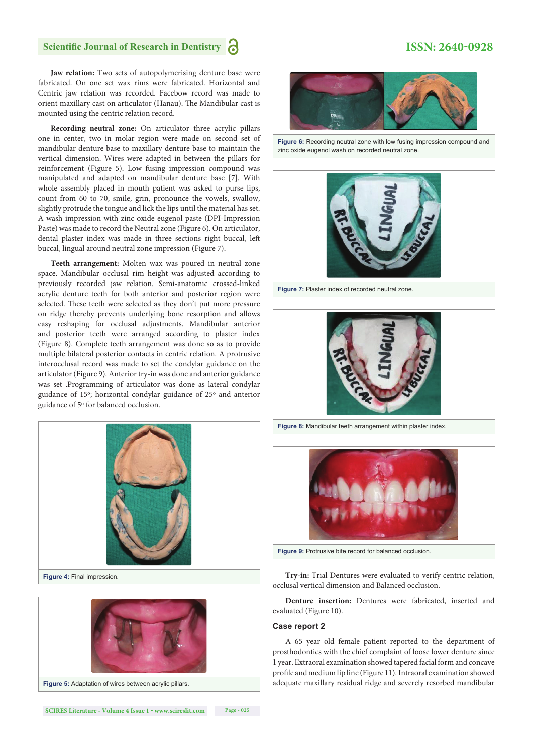**Jaw relation:** Two sets of autopolymerising denture base were fabricated. On one set wax rims were fabricated. Horizontal and Centric jaw relation was recorded. Facebow record was made to orient maxillary cast on articulator (Hanau). The Mandibular cast is mounted using the centric relation record.

**Recording neutral zone:** On articulator three acrylic pillars one in center, two in molar region were made on second set of mandibular denture base to maxillary denture base to maintain the vertical dimension. Wires were adapted in between the pillars for reinforcement (Figure 5). Low fusing impression compound was manipulated and adapted on mandibular denture base [7]. With whole assembly placed in mouth patient was asked to purse lips, count from 60 to 70, smile, grin, pronounce the vowels, swallow, slightly protrude the tongue and lick the lips until the material has set. A wash impression with zinc oxide eugenol paste (DPI-Impression Paste) was made to record the Neutral zone (Figure 6). On articulator, dental plaster index was made in three sections right buccal, left buccal, lingual around neutral zone impression (Figure 7).

**Teeth arrangement:** Molten wax was poured in neutral zone space. Mandibular occlusal rim height was adjusted according to previously recorded jaw relation. Semi-anatomic crossed-linked acrylic denture teeth for both anterior and posterior region were selected. These teeth were selected as they don't put more pressure on ridge thereby prevents underlying bone resorption and allows easy reshaping for occlusal adjustments. Mandibular anterior and posterior teeth were arranged according to plaster index (Figure 8). Complete teeth arrangement was done so as to provide multiple bilateral posterior contacts in centric relation. A protrusive interocclusal record was made to set the condylar guidance on the articulator (Figure 9). Anterior try-in was done and anterior guidance was set .Programming of articulator was done as lateral condylar guidance of 15º; horizontal condylar guidance of 25º and anterior guidance of 5º for balanced occlusion.

**Figure 4:** Final impression.

**Figure 5:** Adaptation of wires between acrylic pillars.

**Figure 6:** Recording neutral zone with low fusing impression compound and zinc oxide eugenol wash on recorded neutral zone.

**Figure 7:** Plaster index of recorded neutral zone.

**Figure 8:** Mandibular teeth arrangement within plaster index.

**Figure 9:** Protrusive bite record for balanced occlusion.

**Try-in:** Trial Dentures were evaluated to verify centric relation, occlusal vertical dimension and Balanced occlusion.

**Denture insertion:** Dentures were fabricated, inserted and evaluated (Figure 10).

### Case report 2

A 65 year old female patient reported to the department of prosthodontics with the chief complaint of loose lower denture since 1 year. Extraoral examination showed tapered facial form and concave profile and medium lip line (Figure 11). Intraoral examination showed adequate maxillary residual ridge and severely resorbed mandibular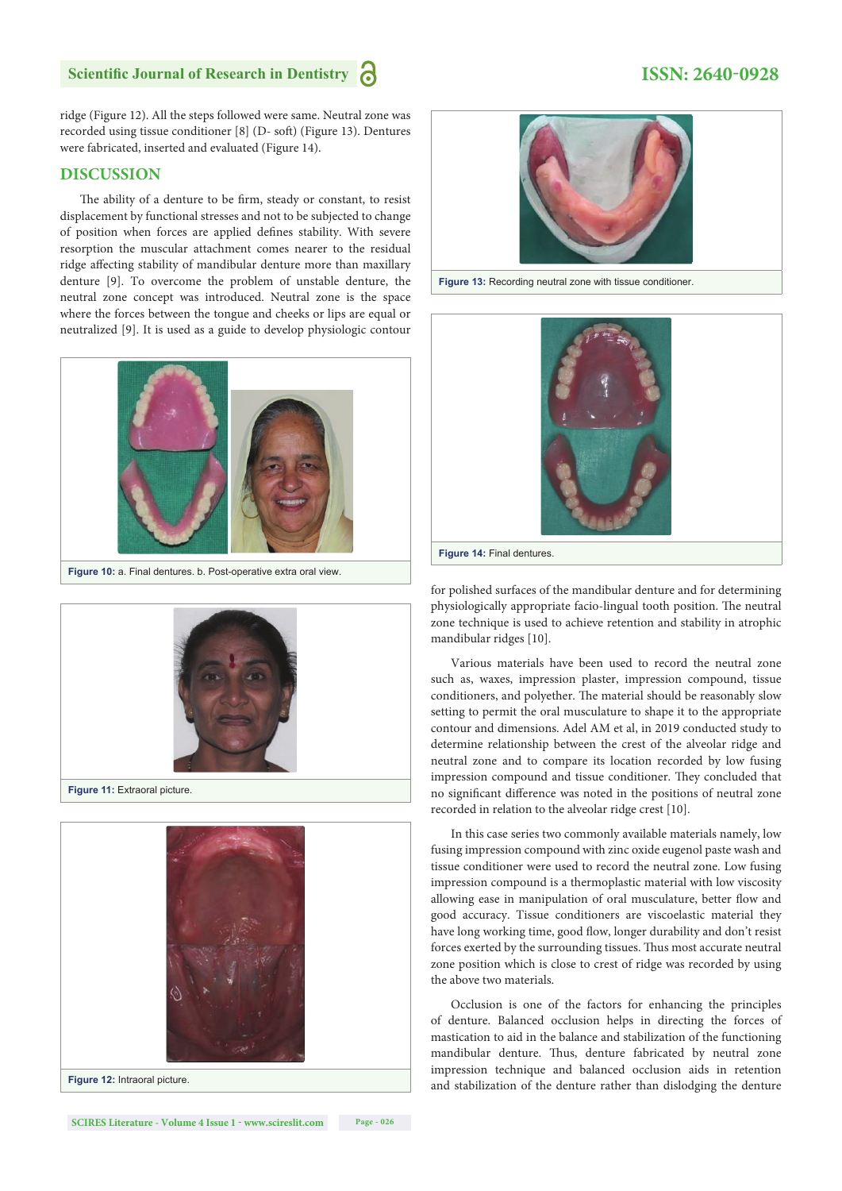ridge (Figure 12). All the steps followed were same. Neutral zone was recorded using tissue conditioner [8] (D- soft) (Figure 13). Dentures were fabricated, inserted and evaluated (Figure 14).

## DISCUSSION

The ability of a denture to be firm, steady or constant, to resist displacement by functional stresses and not to be subjected to change of position when forces are applied defines stability. With severe resorption the muscular attachment comes nearer to the residual ridge affecting stability of mandibular denture more than maxillary denture [9]. To overcome the problem of unstable denture, the neutral zone concept was introduced. Neutral zone is the space where the forces between the tongue and cheeks or lips are equal or neutralized [9]. It is used as a guide to develop physiologic contour for polished surfaces of the mandibular denture and for determining physiologically appropriate facio-lingual tooth position. The neutral zone technique is used to achieve retention and stability in atrophic mandibular ridges [10].

**Figure 10:** a. Final dentures. b. Post-operative extra oral view.

**Figure 11:** Extraoral picture.

**Figure 12:** Intraoral picture.

**Figure 13:** Recording neutral zone with tissue conditioner.

**Figure 14:** Final dentures.

Various materials have been used to record the neutral zone such as, waxes, impression plaster, impression compound, tissue conditioners, and polyether. The material should be reasonably slow setting to permit the oral musculature to shape it to the appropriate contour and dimensions. Adel AM et al, in 2019 conducted study to determine relationship between the crest of the alveolar ridge and neutral zone and to compare its location recorded by low fusing impression compound and tissue conditioner. They concluded that no significant difference was noted in the positions of neutral zone recorded in relation to the alveolar ridge crest [10].

In this case series two commonly available materials namely, low fusing impression compound with zinc oxide eugenol paste wash and tissue conditioner were used to record the neutral zone. Low fusing impression compound is a thermoplastic material with low viscosity allowing ease in manipulation of oral musculature, better flow and good accuracy. Tissue conditioners are viscoelastic material they have long working time, good flow, longer durability and don't resist forces exerted by the surrounding tissues. Thus most accurate neutral zone position which is close to crest of ridge was recorded by using the above two materials.

Occlusion is one of the factors for enhancing the principles of denture. Balanced occlusion helps in directing the forces of mastication to aid in the balance and stabilization of the functioning mandibular denture. Thus, denture fabricated by neutral zone impression technique and balanced occlusion aids in retention and stabilization of the denture rather than dislodging the denture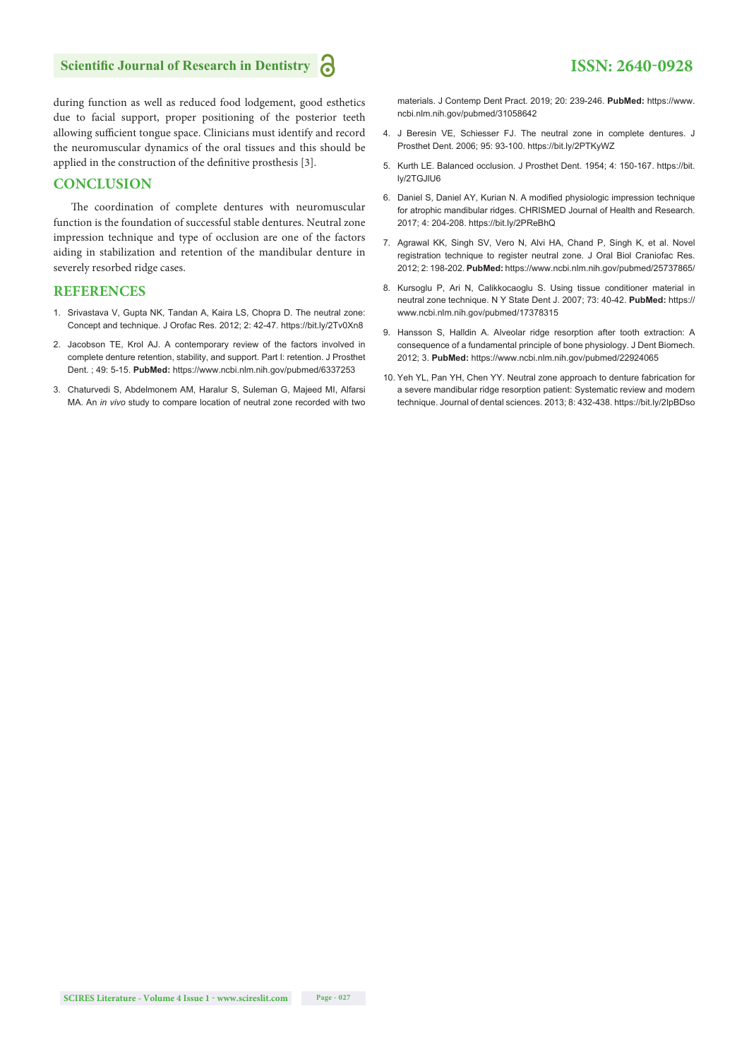during function as well as reduced food lodgement, good esthetics due to facial support, proper positioning of the posterior teeth allowing sufficient tongue space. Clinicians must identify and record the neuromuscular dynamics of the oral tissues and this should be applied in the construction of the definitive prosthesis [3].

## CONCLUSION

The coordination of complete dentures with neuromuscular function is the foundation of successful stable dentures. Neutral zone impression technique and type of occlusion are one of the factors aiding in stabilization and retention of the mandibular denture in severely resorbed ridge cases.

## REFERENCES

1. Srivastava V, Gupta NK, Tandan A, Kaira LS, Chopra D. The neutral zone: Concept and technique. J Orofac Res. 2012; 2: 42-47. https://bit.ly/2Tv0Xn8
2. Jacobson TE, Krol AJ. A contemporary review of the factors involved in complete denture retention, stability, and support. Part I: retention. J Prosthet Dent. ; 49: 5-15. **PubMed:** https://www.ncbi.nlm.nih.gov/pubmed/6337253
3. Chaturvedi S, Abdelmonem AM, Haralur S, Suleman G, Majeed MI, Alfarsi MA. An *in vivo* study to compare location of neutral zone recorded with two materials. J Contemp Dent Pract. 2019; 20: 239-246. **PubMed:** https://www.ncbi.nlm.nih.gov/pubmed/31058642
4. J Beresin VE, Schiesser FJ. The neutral zone in complete dentures. J Prosthet Dent. 2006; 95: 93-100. https://bit.ly/2PTKyWZ
5. Kurth LE. Balanced occlusion. J Prosthet Dent. 1954; 4: 150-167. https://bit.ly/2TGJlU6
6. Daniel S, Daniel AY, Kurian N. A modified physiologic impression technique for atrophic mandibular ridges. CHRISMED Journal of Health and Research. 2017; 4: 204-208. https://bit.ly/2PReBhQ
7. Agrawal KK, Singh SV, Vero N, Alvi HA, Chand P, Singh K, et al. Novel registration technique to register neutral zone. J Oral Biol Craniofac Res. 2012; 2: 198-202. **PubMed:** https://www.ncbi.nlm.nih.gov/pubmed/25737865/
8. Kursoglu P, Ari N, Calikkocaoglu S. Using tissue conditioner material in neutral zone technique. N Y State Dent J. 2007; 73: 40-42. **PubMed:** https://www.ncbi.nlm.nih.gov/pubmed/17378315
9. Hansson S, Halldin A. Alveolar ridge resorption after tooth extraction: A consequence of a fundamental principle of bone physiology. J Dent Biomech. 2012; 3. **PubMed:** https://www.ncbi.nlm.nih.gov/pubmed/22924065
10. Yeh YL, Pan YH, Chen YY. Neutral zone approach to denture fabrication for a severe mandibular ridge resorption patient: Systematic review and modern technique. Journal of dental sciences. 2013; 8: 432-438. https://bit.ly/2IpBDso